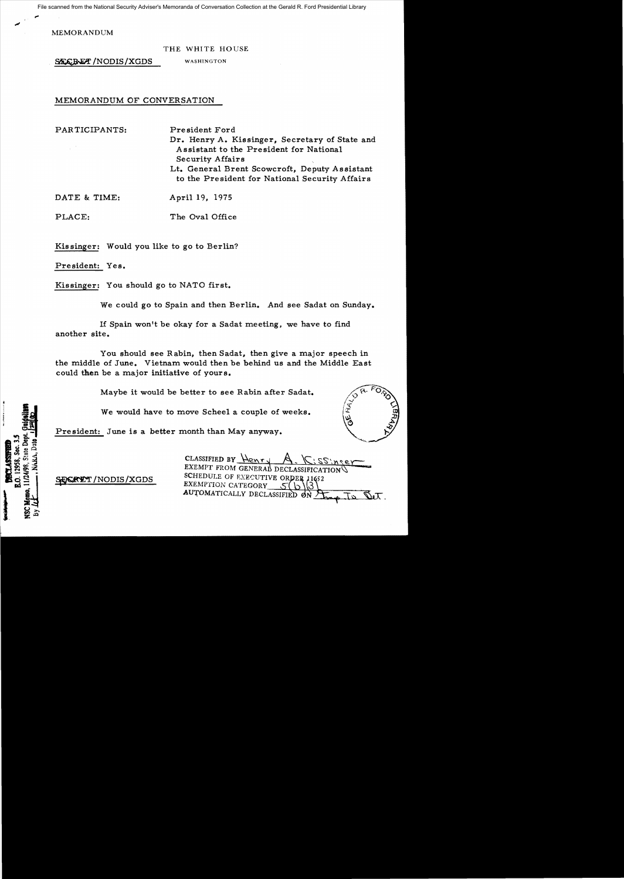MEMORANDUM

THE WHITE HOUSE

SECRET/NODIS/XGDS WASHINGTON

MEMORANDUM OF CONVERSATION

PARTICIPANTS: President Ford
Dr. Henry A. Kissinger, Secretary of State and Assistant to the President for National Security Affairs
Lt. General Brent Scowcroft, Deputy Assistant to the President for National Security Affairs

DATE & TIME: April 19, 1975

PLACE: The Oval Office

Kissinger: Would you like to go to Berlin?

President: Yes.

Kissinger: You should go to NATO first.

We could go to Spain and then Berlin. And see Sadat on Sunday.

If Spain won't be okay for a Sadat meeting, we have to find another site.

You should see Rabin, then Sadat, then give a major speech in the middle of June. Vietnam would then be behind us and the Middle East could then be a major initiative of yours.

Maybe it would be better to see Rabin after Sadat.

We would have to move Scheel a couple of weeks.

President: June is a better month than May anyway.

SECRET/NODIS/XGDS

CLASSIFIED BY Henry A. Kissinger
EXEMPT FROM GENERAL DECLASSIFICATION SCHEDULE OF EXECUTIVE ORDER 11652
EXEMPTION CATEGORY 5(b)(3)
AUTOMATICALLY DECLASSIFIED ON Imp. to Det.

DECLASSIFIED
E.O. 12958, Sec. 3.5
NSC Memo, 11/24/98, State Dept. Guidelines
By ___, NARA, Date ___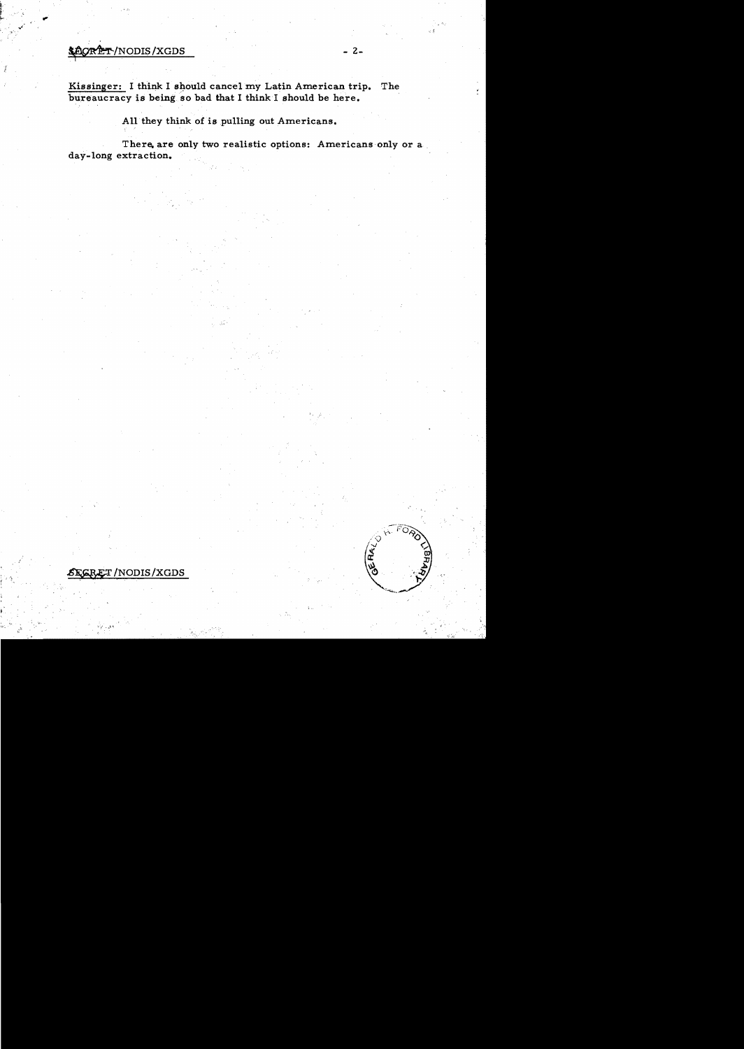**Kissinger:** I think I should cancel my Latin American trip. The bureaucracy is being so bad that I think I should be here.

All they think of is pulling out Americans.

There are only two realistic options: Americans only or a day-long extraction.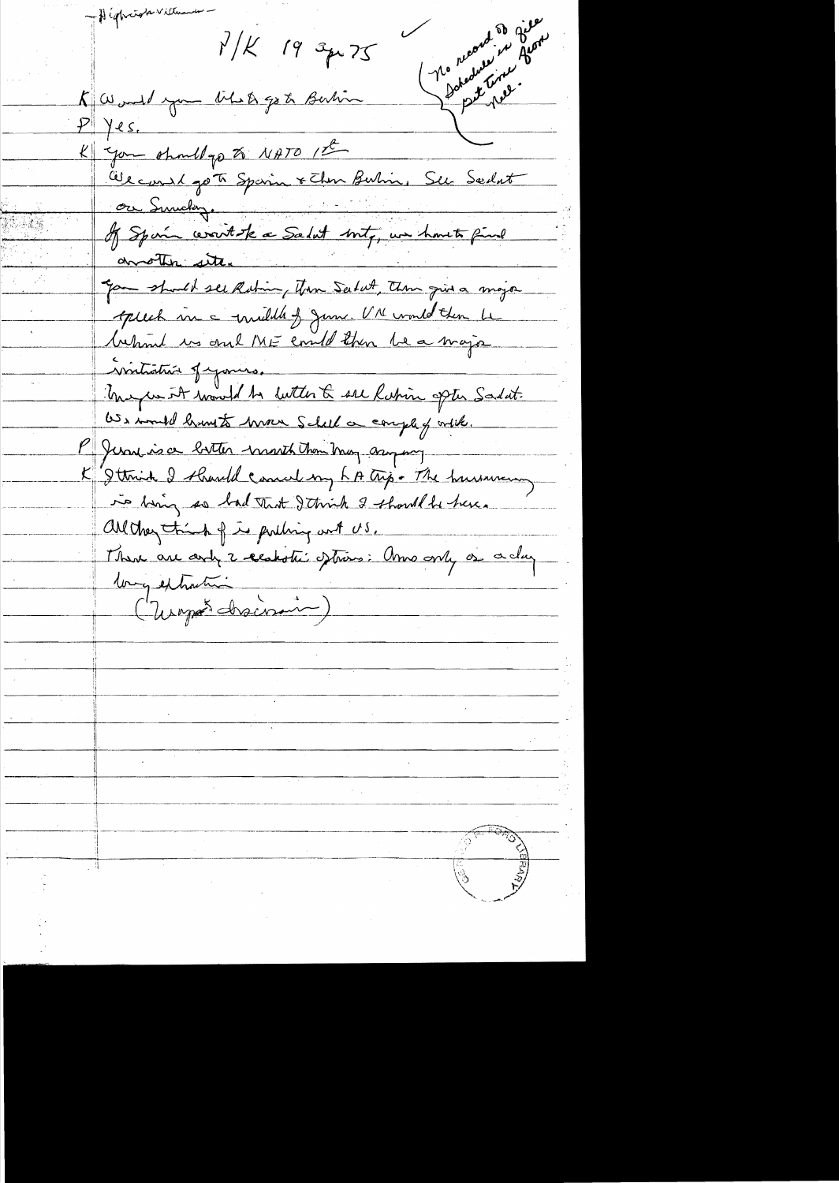– Highpoint village –

P/K 19 Apr 75

(No record so file
Schedule in Ford
pet time file.)

K Would you like to go to Berlin

P Yes.

K You should go to NATO 1st

We could go to Spain & then Berlin. See Sadat on Sunday.

If Spain won't take a Sadat mtg, we have to find another site.

You should see Rabin, then Sadat, then give a major speech in a middle of June. VN would then be behind us and ME could then be a major initiative of yours.

Maybe it would be better to see Rabin after Sadat.

We would have to move Schell a couple of wks.

P June is a better month than May anyway.

K I think I should cancel my LA trip. The bureaucracy is being so bad that I think I should be here.

All they think of is pulling out US.

There are only 2 realistic options: Amos only or a day long extraction

(Wrap's decision)